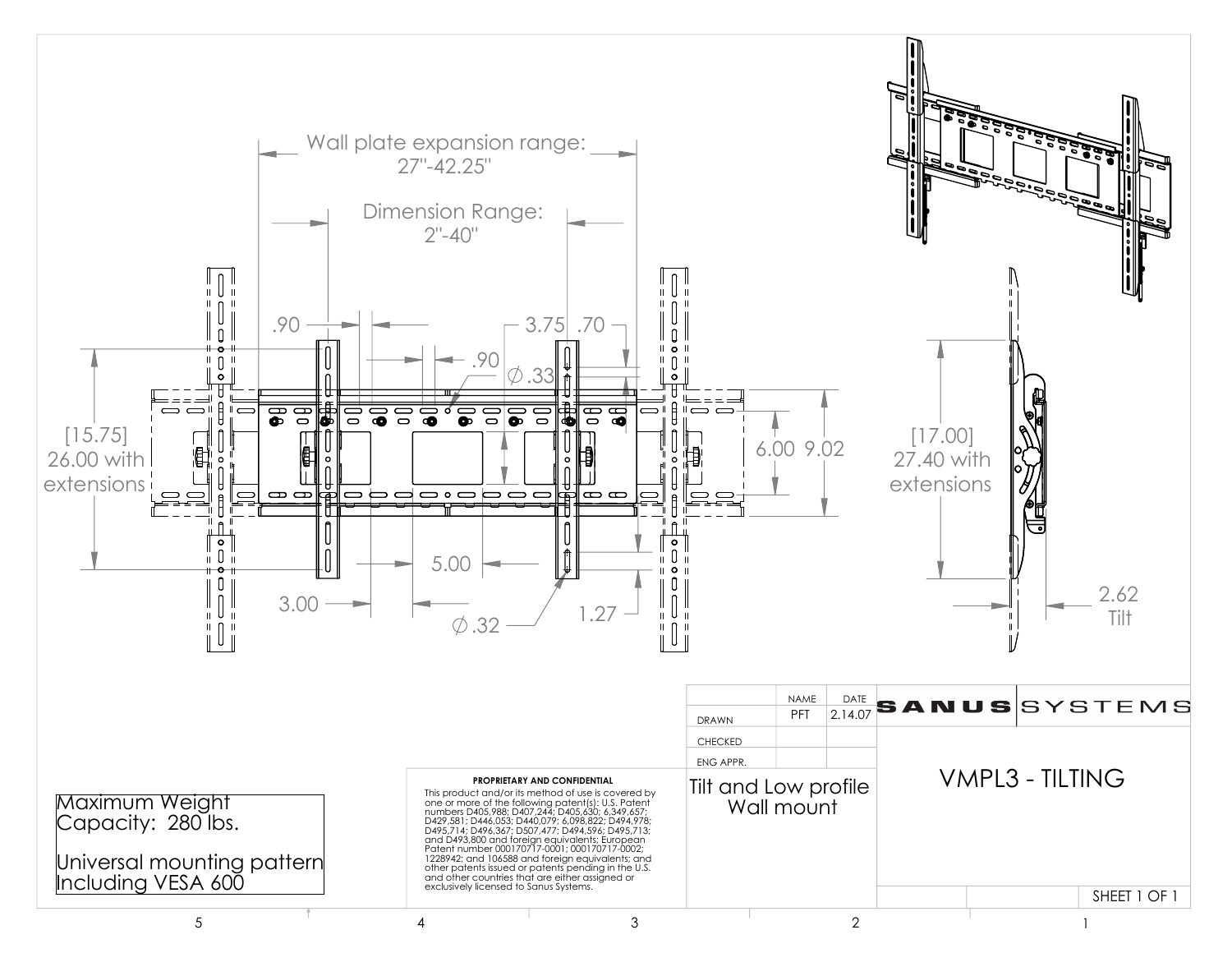Wall plate expansion range:
27"-42.25"

Dimension Range:
2"-40"

.90

3.75

.70

.90

$\varnothing$ .33

[15.75]
26.00 with
extensions

6.00

9.02

5.00

3.00

$\varnothing$ .32

1.27

[17.00]
27.40 with
extensions

2.62
Tilt

Maximum Weight
Capacity: 280 lbs.

Universal mounting pattern
Including VESA 600

**PROPRIETARY AND CONFIDENTIAL**

This product and/or its method of use is covered by one or more of the following patent(s): U.S. Patent numbers D405,988; D407,244; D405,630; 6,349,657; D429,581; D446,053; D440,079; 6,098,822; D494,978; D495,714; D496,367; D507,477; D494,596; D495,713; and D493,800 and foreign equivalents; European Patent number 000170717-0001; 000170717-0002; 1228942; and 106588 and foreign equivalents; and other patents issued or patents pending in the U.S. and other countries that are either assigned or exclusively licensed to Sanus Systems.

| | NAME | DATE |
|---|---|---|
| DRAWN | PFT | 2.14.07 |
| CHECKED | | |
| ENG APPR. | | |

Tilt and Low profile
Wall mount

**SANUS** SYSTEMS

VMPL3 - TILTING

SHEET 1 OF 1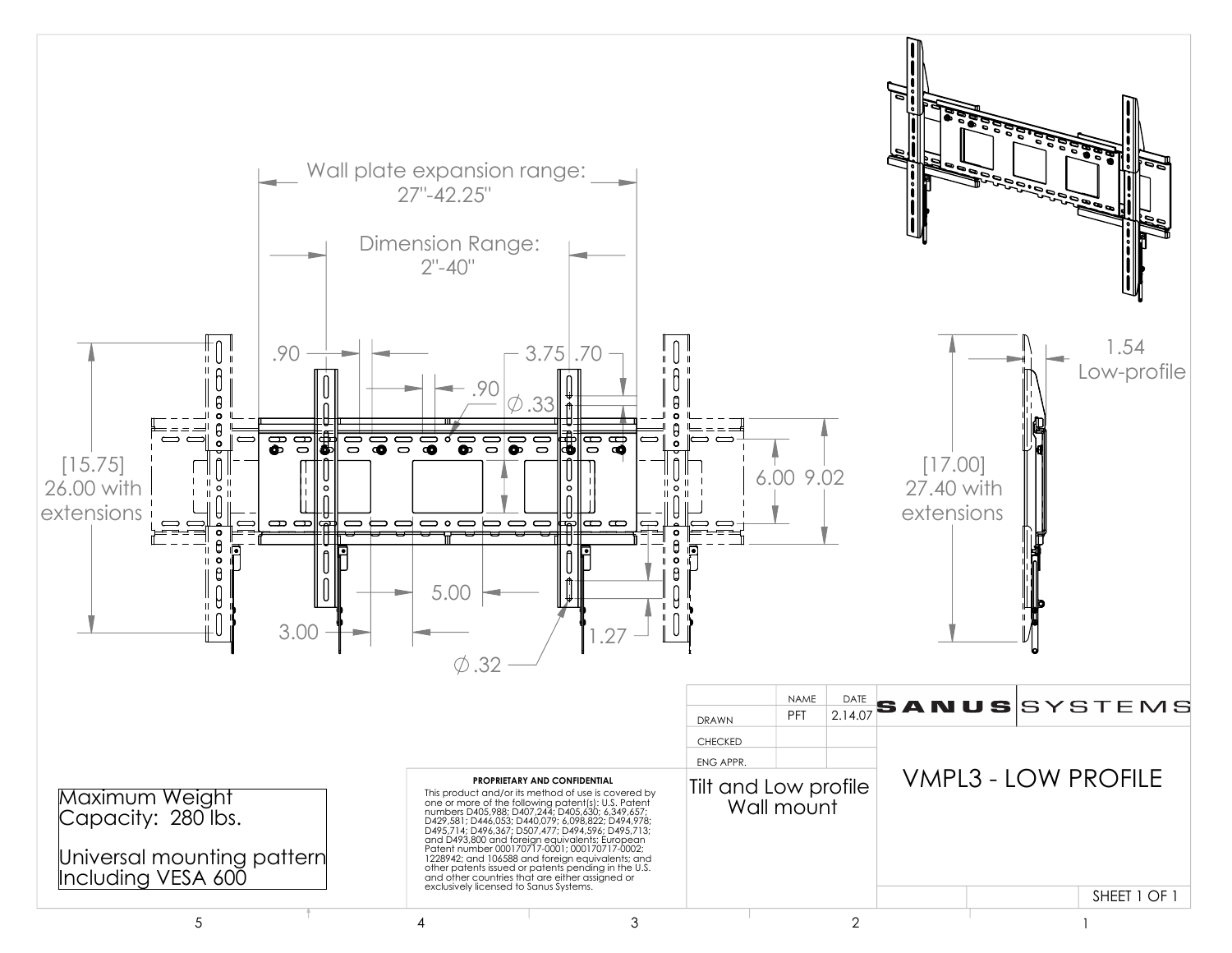Wall plate expansion range:
27"-42.25"

Dimension Range:
2"-40"

.90

3.75 .70

.90

∅.33

[15.75]
26.00 with
extensions

6.00 9.02

5.00

3.00

1.27

∅.32

1.54
Low-profile

[17.00]
27.40 with
extensions

| | NAME | DATE |
|---|---|---|
| DRAWN | PFT | 2.14.07 |
| CHECKED | | |
| ENG APPR. | | |

**SANUS** SYSTEMS

Tilt and Low profile Wall mount

VMPL3 - LOW PROFILE

SHEET 1 OF 1

**PROPRIETARY AND CONFIDENTIAL**

This product and/or its method of use is covered by one or more of the following patent(s): U.S. Patent numbers D405,988; D407,244; D405,630; 6,349,657; D429,581; D446,053; D440,079; 6,098,822; D494,978; D495,714; D496,367; D507,477; D494,596; D495,713; and D493,800 and foreign equivalents; European Patent number 000170717-0001; 000170717-0002; 1228942; and 106588 and foreign equivalents; and other patents issued or patents pending in the U.S. and other countries that are either assigned or exclusively licensed to Sanus Systems.

Maximum Weight
Capacity: 280 lbs.

Universal mounting pattern
Including VESA 600